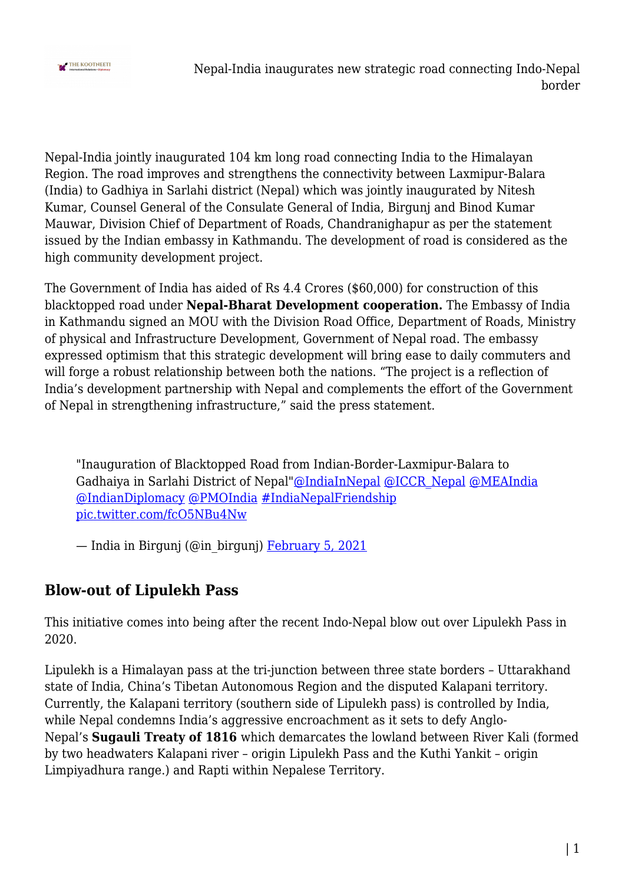Nepal-India jointly inaugurated 104 km long road connecting India to the Himalayan Region. The road improves and strengthens the connectivity between Laxmipur-Balara (India) to Gadhiya in Sarlahi district (Nepal) which was jointly inaugurated by Nitesh Kumar, Counsel General of the Consulate General of India, Birgunj and Binod Kumar Mauwar, Division Chief of Department of Roads, Chandranighapur as per the statement issued by the Indian embassy in Kathmandu. The development of road is considered as the high community development project.

The Government of India has aided of Rs 4.4 Crores ($60,000) for construction of this blacktopped road under **Nepal-Bharat Development cooperation.** The Embassy of India in Kathmandu signed an MOU with the Division Road Office, Department of Roads, Ministry of physical and Infrastructure Development, Government of Nepal road. The embassy expressed optimism that this strategic development will bring ease to daily commuters and will forge a robust relationship between both the nations. "The project is a reflection of India's development partnership with Nepal and complements the effort of the Government of Nepal in strengthening infrastructure," said the press statement.

> "Inauguration of Blacktopped Road from Indian-Border-Laxmipur-Balara to Gadhaiya in Sarlahi District of Nepal"@IndiaInNepal @ICCR_Nepal @MEAIndia @IndianDiplomacy @PMOIndia #IndiaNepalFriendship pic.twitter.com/fcO5NBu4Nw
>
> — India in Birgunj (@in_birgunj) February 5, 2021

## Blow-out of Lipulekh Pass

This initiative comes into being after the recent Indo-Nepal blow out over Lipulekh Pass in 2020.

Lipulekh is a Himalayan pass at the tri-junction between three state borders – Uttarakhand state of India, China's Tibetan Autonomous Region and the disputed Kalapani territory. Currently, the Kalapani territory (southern side of Lipulekh pass) is controlled by India, while Nepal condemns India's aggressive encroachment as it sets to defy Anglo-Nepal's **Sugauli Treaty of 1816** which demarcates the lowland between River Kali (formed by two headwaters Kalapani river – origin Lipulekh Pass and the Kuthi Yankit – origin Limpiyadhura range.) and Rapti within Nepalese Territory.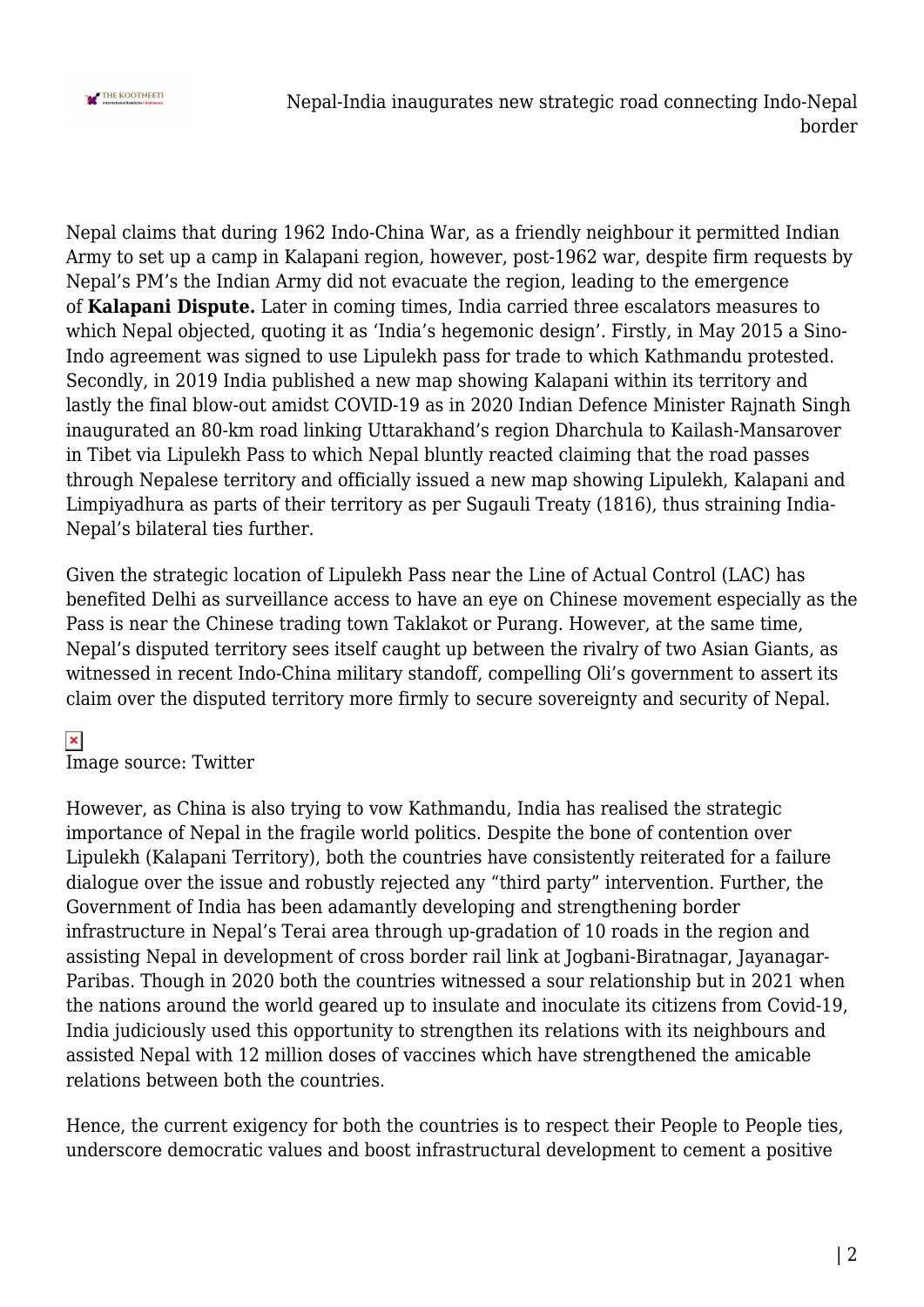Nepal claims that during 1962 Indo-China War, as a friendly neighbour it permitted Indian Army to set up a camp in Kalapani region, however, post-1962 war, despite firm requests by Nepal's PM's the Indian Army did not evacuate the region, leading to the emergence of **Kalapani Dispute.** Later in coming times, India carried three escalators measures to which Nepal objected, quoting it as 'India's hegemonic design'. Firstly, in May 2015 a Sino-Indo agreement was signed to use Lipulekh pass for trade to which Kathmandu protested. Secondly, in 2019 India published a new map showing Kalapani within its territory and lastly the final blow-out amidst COVID-19 as in 2020 Indian Defence Minister Rajnath Singh inaugurated an 80-km road linking Uttarakhand's region Dharchula to Kailash-Mansarover in Tibet via Lipulekh Pass to which Nepal bluntly reacted claiming that the road passes through Nepalese territory and officially issued a new map showing Lipulekh, Kalapani and Limpiyadhura as parts of their territory as per Sugauli Treaty (1816), thus straining India-Nepal's bilateral ties further.

Given the strategic location of Lipulekh Pass near the Line of Actual Control (LAC) has benefited Delhi as surveillance access to have an eye on Chinese movement especially as the Pass is near the Chinese trading town Taklakot or Purang. However, at the same time, Nepal's disputed territory sees itself caught up between the rivalry of two Asian Giants, as witnessed in recent Indo-China military standoff, compelling Oli's government to assert its claim over the disputed territory more firmly to secure sovereignty and security of Nepal.

Image source: Twitter

However, as China is also trying to vow Kathmandu, India has realised the strategic importance of Nepal in the fragile world politics. Despite the bone of contention over Lipulekh (Kalapani Territory), both the countries have consistently reiterated for a failure dialogue over the issue and robustly rejected any "third party" intervention. Further, the Government of India has been adamantly developing and strengthening border infrastructure in Nepal's Terai area through up-gradation of 10 roads in the region and assisting Nepal in development of cross border rail link at Jogbani-Biratnagar, Jayanagar-Paribas. Though in 2020 both the countries witnessed a sour relationship but in 2021 when the nations around the world geared up to insulate and inoculate its citizens from Covid-19, India judiciously used this opportunity to strengthen its relations with its neighbours and assisted Nepal with 12 million doses of vaccines which have strengthened the amicable relations between both the countries.

Hence, the current exigency for both the countries is to respect their People to People ties, underscore democratic values and boost infrastructural development to cement a positive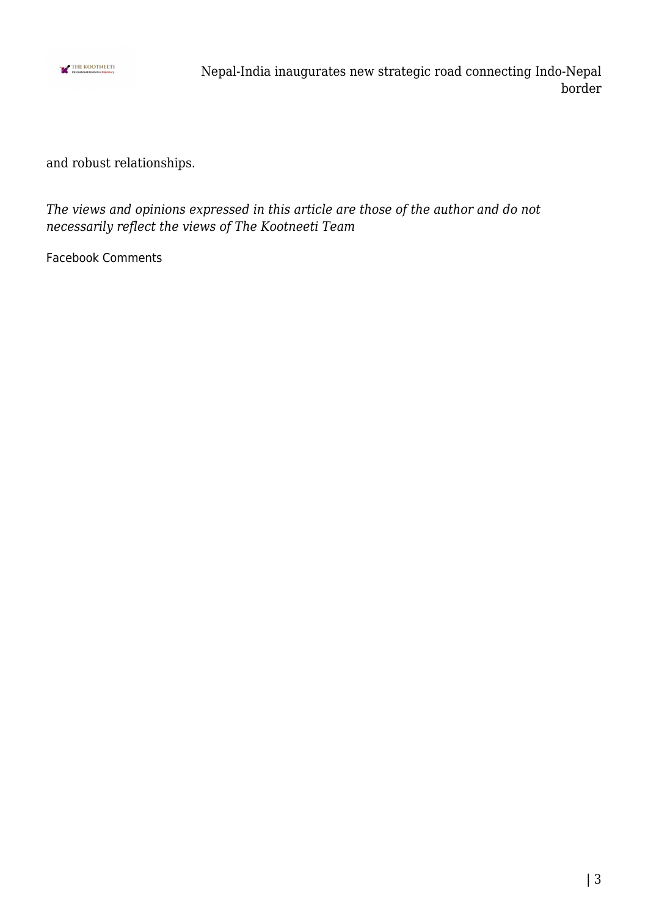and robust relationships.

*The views and opinions expressed in this article are those of the author and do not necessarily reflect the views of The Kootneeti Team*

Facebook Comments